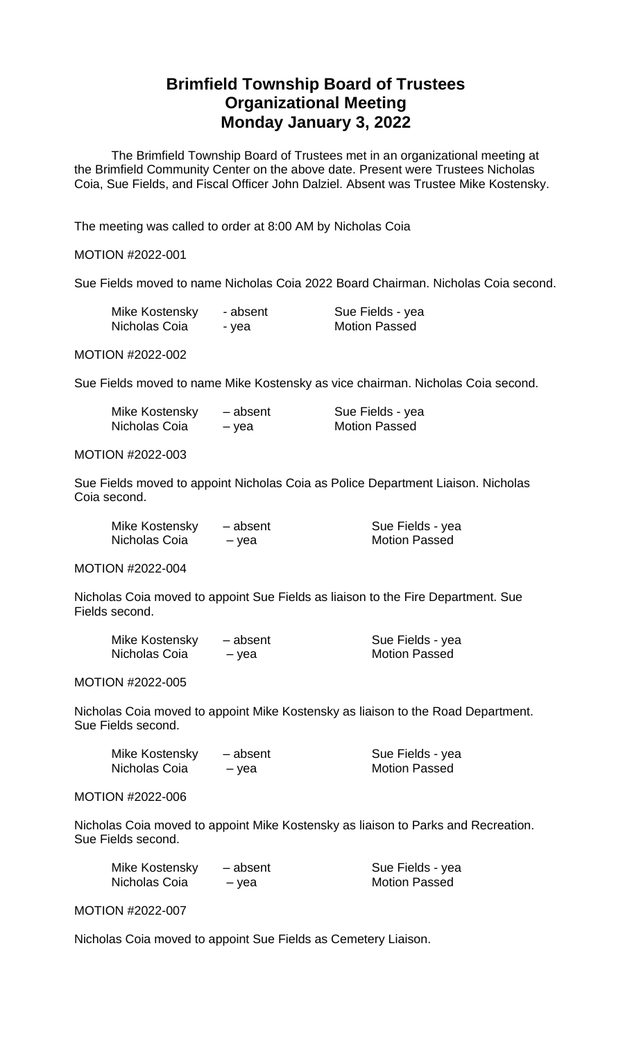# Brimfield Township Board of Trustees
# Organizational Meeting
# Monday January 3, 2022

The Brimfield Township Board of Trustees met in an organizational meeting at the Brimfield Community Center on the above date. Present were Trustees Nicholas Coia, Sue Fields, and Fiscal Officer John Dalziel. Absent was Trustee Mike Kostensky.

The meeting was called to order at 8:00 AM by Nicholas Coia

MOTION #2022-001

Sue Fields moved to name Nicholas Coia 2022 Board Chairman. Nicholas Coia second.

| | | |
|---|---|---|
| Mike Kostensky | - absent | Sue Fields - yea |
| Nicholas Coia | - yea | Motion Passed |

MOTION #2022-002

Sue Fields moved to name Mike Kostensky as vice chairman. Nicholas Coia second.

| | | |
|---|---|---|
| Mike Kostensky | – absent | Sue Fields - yea |
| Nicholas Coia | – yea | Motion Passed |

MOTION #2022-003

Sue Fields moved to appoint Nicholas Coia as Police Department Liaison. Nicholas Coia second.

| | | |
|---|---|---|
| Mike Kostensky | – absent | Sue Fields - yea |
| Nicholas Coia | – yea | Motion Passed |

MOTION #2022-004

Nicholas Coia moved to appoint Sue Fields as liaison to the Fire Department. Sue Fields second.

| | | |
|---|---|---|
| Mike Kostensky | – absent | Sue Fields - yea |
| Nicholas Coia | – yea | Motion Passed |

MOTION #2022-005

Nicholas Coia moved to appoint Mike Kostensky as liaison to the Road Department. Sue Fields second.

| | | |
|---|---|---|
| Mike Kostensky | – absent | Sue Fields - yea |
| Nicholas Coia | – yea | Motion Passed |

MOTION #2022-006

Nicholas Coia moved to appoint Mike Kostensky as liaison to Parks and Recreation. Sue Fields second.

| | | |
|---|---|---|
| Mike Kostensky | – absent | Sue Fields - yea |
| Nicholas Coia | – yea | Motion Passed |

MOTION #2022-007

Nicholas Coia moved to appoint Sue Fields as Cemetery Liaison.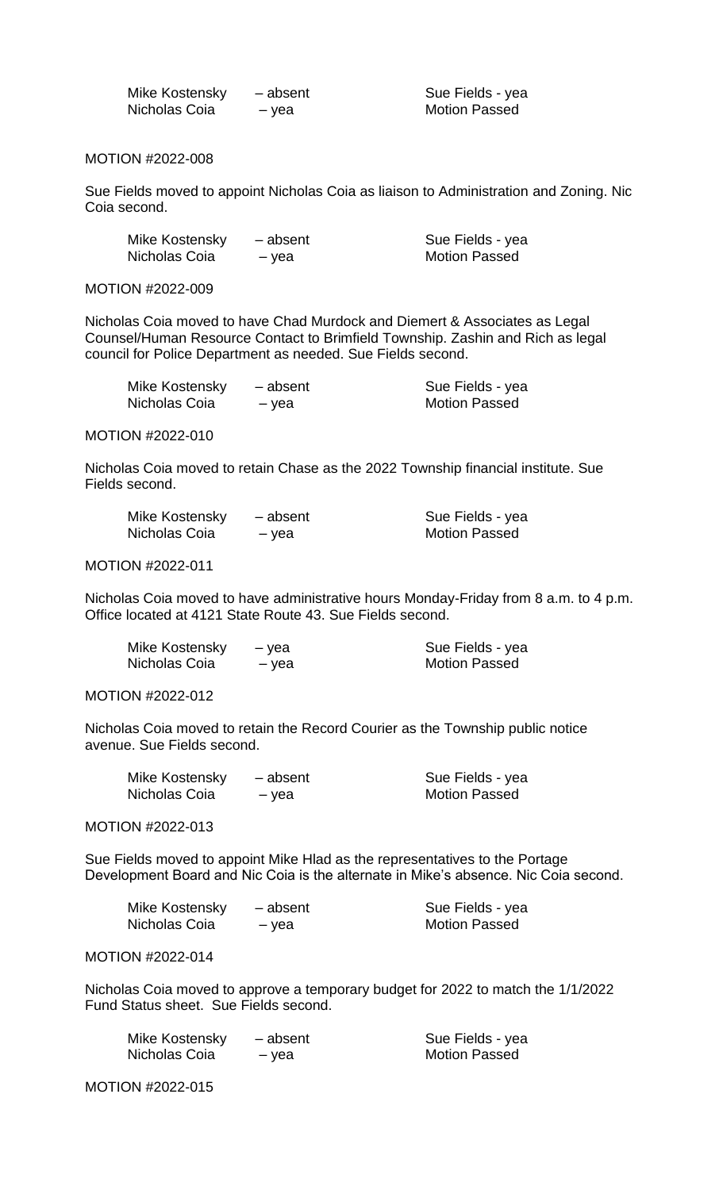| | | |
|---|---|---|
| Mike Kostensky | – absent | Sue Fields - yea |
| Nicholas Coia | – yea | Motion Passed |

MOTION #2022-008

Sue Fields moved to appoint Nicholas Coia as liaison to Administration and Zoning. Nic Coia second.

| | | |
|---|---|---|
| Mike Kostensky | – absent | Sue Fields - yea |
| Nicholas Coia | – yea | Motion Passed |

MOTION #2022-009

Nicholas Coia moved to have Chad Murdock and Diemert & Associates as Legal Counsel/Human Resource Contact to Brimfield Township. Zashin and Rich as legal council for Police Department as needed. Sue Fields second.

| | | |
|---|---|---|
| Mike Kostensky | – absent | Sue Fields - yea |
| Nicholas Coia | – yea | Motion Passed |

MOTION #2022-010

Nicholas Coia moved to retain Chase as the 2022 Township financial institute. Sue Fields second.

| | | |
|---|---|---|
| Mike Kostensky | – absent | Sue Fields - yea |
| Nicholas Coia | – yea | Motion Passed |

MOTION #2022-011

Nicholas Coia moved to have administrative hours Monday-Friday from 8 a.m. to 4 p.m. Office located at 4121 State Route 43. Sue Fields second.

| | | |
|---|---|---|
| Mike Kostensky | – yea | Sue Fields - yea |
| Nicholas Coia | – yea | Motion Passed |

MOTION #2022-012

Nicholas Coia moved to retain the Record Courier as the Township public notice avenue. Sue Fields second.

| | | |
|---|---|---|
| Mike Kostensky | – absent | Sue Fields - yea |
| Nicholas Coia | – yea | Motion Passed |

MOTION #2022-013

Sue Fields moved to appoint Mike Hlad as the representatives to the Portage Development Board and Nic Coia is the alternate in Mike's absence. Nic Coia second.

| | | |
|---|---|---|
| Mike Kostensky | – absent | Sue Fields - yea |
| Nicholas Coia | – yea | Motion Passed |

MOTION #2022-014

Nicholas Coia moved to approve a temporary budget for 2022 to match the 1/1/2022 Fund Status sheet. Sue Fields second.

| | | |
|---|---|---|
| Mike Kostensky | – absent | Sue Fields - yea |
| Nicholas Coia | – yea | Motion Passed |

MOTION #2022-015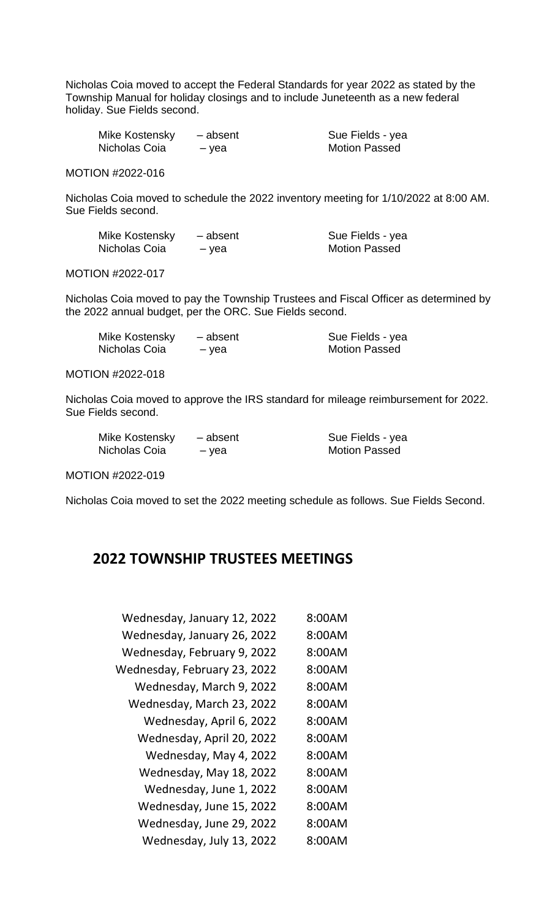Nicholas Coia moved to accept the Federal Standards for year 2022 as stated by the Township Manual for holiday closings and to include Juneteenth as a new federal holiday. Sue Fields second.

| | | |
|---|---|---|
| Mike Kostensky | – absent | Sue Fields - yea |
| Nicholas Coia | – yea | Motion Passed |

MOTION #2022-016

Nicholas Coia moved to schedule the 2022 inventory meeting for 1/10/2022 at 8:00 AM. Sue Fields second.

| | | |
|---|---|---|
| Mike Kostensky | – absent | Sue Fields - yea |
| Nicholas Coia | – yea | Motion Passed |

MOTION #2022-017

Nicholas Coia moved to pay the Township Trustees and Fiscal Officer as determined by the 2022 annual budget, per the ORC. Sue Fields second.

| | | |
|---|---|---|
| Mike Kostensky | – absent | Sue Fields - yea |
| Nicholas Coia | – yea | Motion Passed |

MOTION #2022-018

Nicholas Coia moved to approve the IRS standard for mileage reimbursement for 2022. Sue Fields second.

| | | |
|---|---|---|
| Mike Kostensky | – absent | Sue Fields - yea |
| Nicholas Coia | – yea | Motion Passed |

MOTION #2022-019

Nicholas Coia moved to set the 2022 meeting schedule as follows. Sue Fields Second.

## 2022 TOWNSHIP TRUSTEES MEETINGS

| | |
|---|---|
| Wednesday, January 12, 2022 | 8:00AM |
| Wednesday, January 26, 2022 | 8:00AM |
| Wednesday, February 9, 2022 | 8:00AM |
| Wednesday, February 23, 2022 | 8:00AM |
| Wednesday, March 9, 2022 | 8:00AM |
| Wednesday, March 23, 2022 | 8:00AM |
| Wednesday, April 6, 2022 | 8:00AM |
| Wednesday, April 20, 2022 | 8:00AM |
| Wednesday, May 4, 2022 | 8:00AM |
| Wednesday, May 18, 2022 | 8:00AM |
| Wednesday, June 1, 2022 | 8:00AM |
| Wednesday, June 15, 2022 | 8:00AM |
| Wednesday, June 29, 2022 | 8:00AM |
| Wednesday, July 13, 2022 | 8:00AM |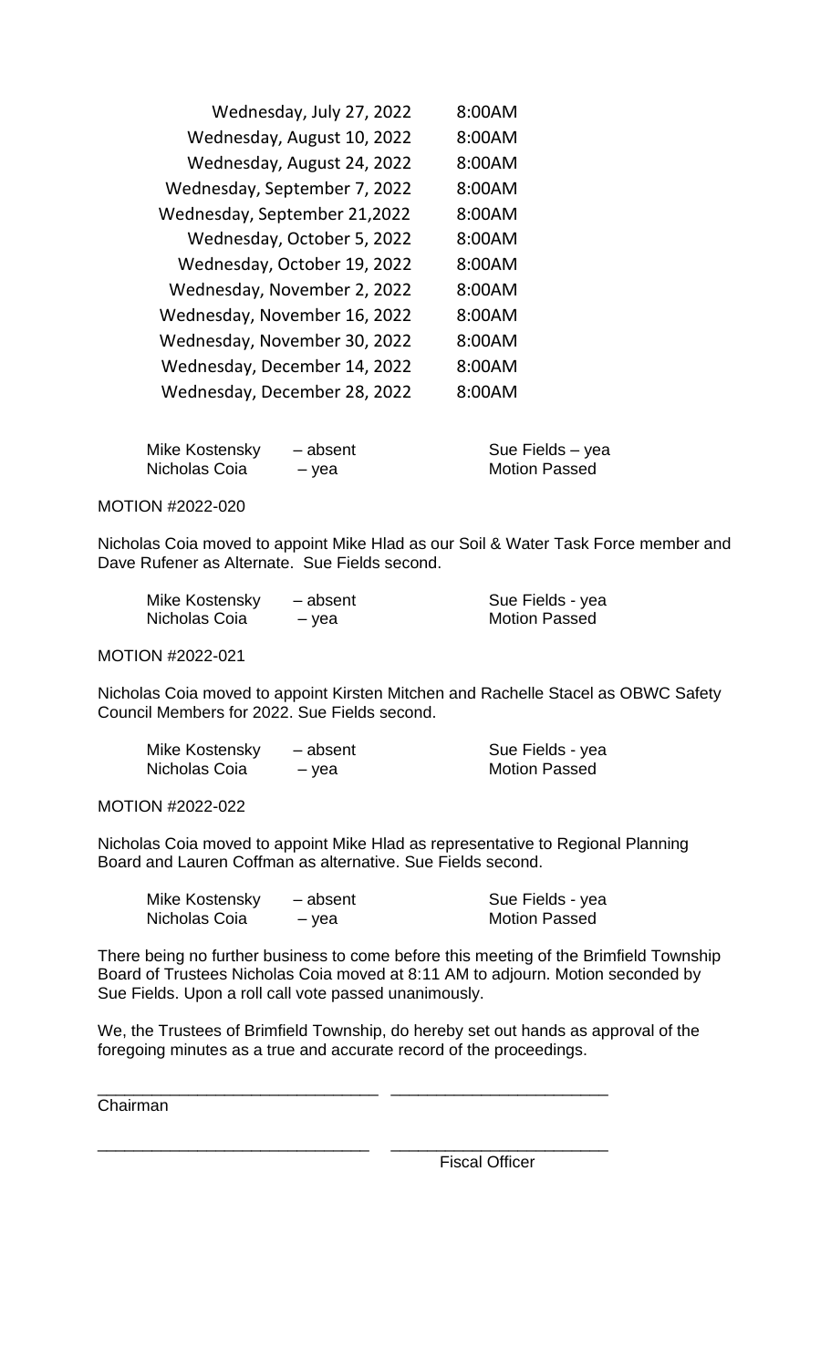| | |
|---|---|
| Wednesday, July 27, 2022 | 8:00AM |
| Wednesday, August 10, 2022 | 8:00AM |
| Wednesday, August 24, 2022 | 8:00AM |
| Wednesday, September 7, 2022 | 8:00AM |
| Wednesday, September 21,2022 | 8:00AM |
| Wednesday, October 5, 2022 | 8:00AM |
| Wednesday, October 19, 2022 | 8:00AM |
| Wednesday, November 2, 2022 | 8:00AM |
| Wednesday, November 16, 2022 | 8:00AM |
| Wednesday, November 30, 2022 | 8:00AM |
| Wednesday, December 14, 2022 | 8:00AM |
| Wednesday, December 28, 2022 | 8:00AM |

| | | |
|---|---|---|
| Mike Kostensky | – absent | Sue Fields – yea |
| Nicholas Coia | – yea | Motion Passed |

MOTION #2022-020

Nicholas Coia moved to appoint Mike Hlad as our Soil & Water Task Force member and Dave Rufener as Alternate. Sue Fields second.

| | | |
|---|---|---|
| Mike Kostensky | – absent | Sue Fields - yea |
| Nicholas Coia | – yea | Motion Passed |

MOTION #2022-021

Nicholas Coia moved to appoint Kirsten Mitchen and Rachelle Stacel as OBWC Safety Council Members for 2022. Sue Fields second.

| | | |
|---|---|---|
| Mike Kostensky | – absent | Sue Fields - yea |
| Nicholas Coia | – yea | Motion Passed |

MOTION #2022-022

Nicholas Coia moved to appoint Mike Hlad as representative to Regional Planning Board and Lauren Coffman as alternative. Sue Fields second.

| | | |
|---|---|---|
| Mike Kostensky | – absent | Sue Fields - yea |
| Nicholas Coia | – yea | Motion Passed |

There being no further business to come before this meeting of the Brimfield Township Board of Trustees Nicholas Coia moved at 8:11 AM to adjourn. Motion seconded by Sue Fields. Upon a roll call vote passed unanimously.

We, the Trustees of Brimfield Township, do hereby set out hands as approval of the foregoing minutes as a true and accurate record of the proceedings.

\_\_\_\_\_\_\_\_\_\_\_\_\_\_\_\_\_\_\_\_\_\_\_\_\_\_\_\_\_\_ \_\_\_\_\_\_\_\_\_\_\_\_\_\_\_\_\_\_\_\_\_\_\_\_

Chairman

\_\_\_\_\_\_\_\_\_\_\_\_\_\_\_\_\_\_\_\_\_\_\_\_\_\_\_\_\_\_ \_\_\_\_\_\_\_\_\_\_\_\_\_\_\_\_\_\_\_\_\_\_\_\_

Fiscal Officer